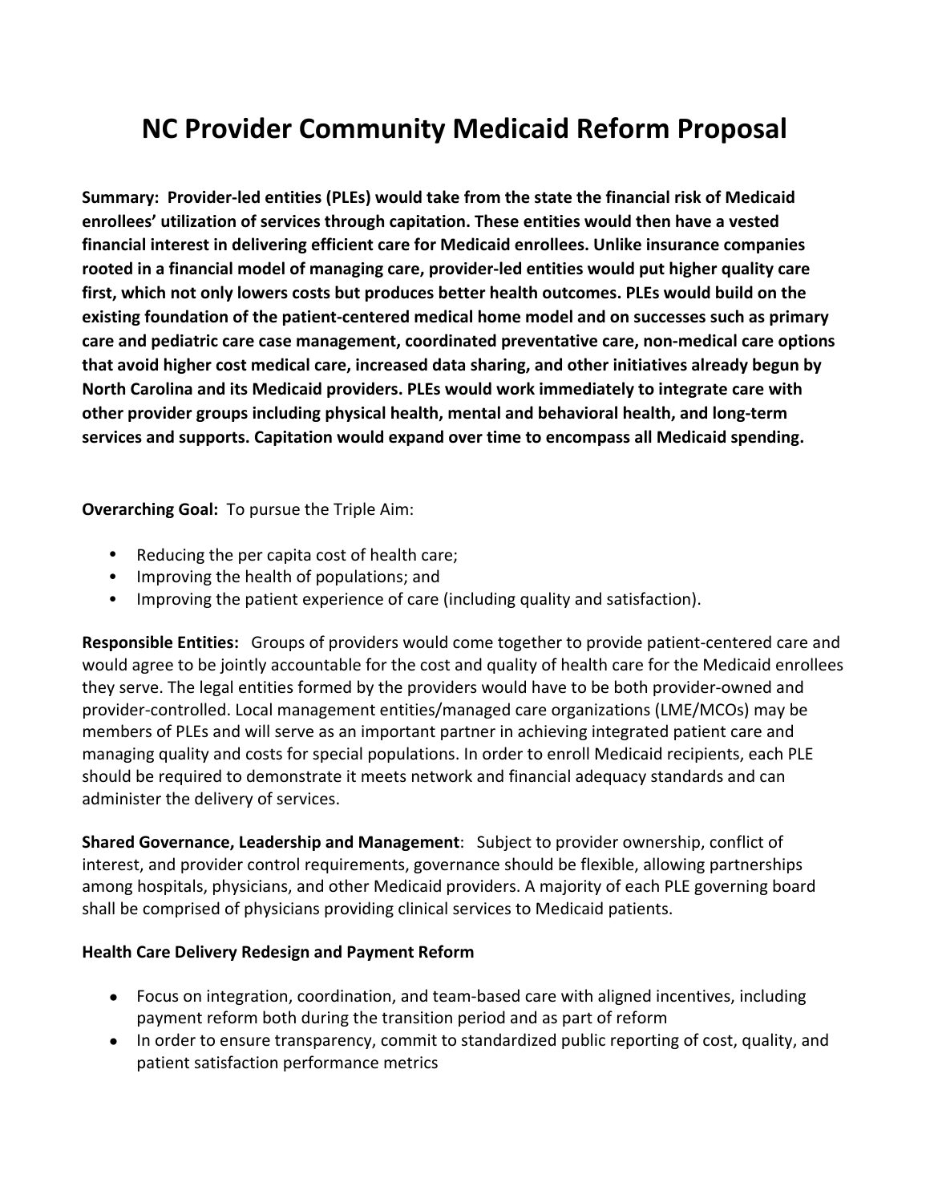# NC Provider Community Medicaid Reform Proposal

**Summary: Provider-led entities (PLEs) would take from the state the financial risk of Medicaid enrollees' utilization of services through capitation. These entities would then have a vested financial interest in delivering efficient care for Medicaid enrollees. Unlike insurance companies rooted in a financial model of managing care, provider-led entities would put higher quality care first, which not only lowers costs but produces better health outcomes. PLEs would build on the existing foundation of the patient-centered medical home model and on successes such as primary care and pediatric care case management, coordinated preventative care, non-medical care options that avoid higher cost medical care, increased data sharing, and other initiatives already begun by North Carolina and its Medicaid providers. PLEs would work immediately to integrate care with other provider groups including physical health, mental and behavioral health, and long-term services and supports. Capitation would expand over time to encompass all Medicaid spending.**

**Overarching Goal:** To pursue the Triple Aim:

- Reducing the per capita cost of health care;
- Improving the health of populations; and
- Improving the patient experience of care (including quality and satisfaction).

**Responsible Entities:** Groups of providers would come together to provide patient-centered care and would agree to be jointly accountable for the cost and quality of health care for the Medicaid enrollees they serve. The legal entities formed by the providers would have to be both provider-owned and provider-controlled. Local management entities/managed care organizations (LME/MCOs) may be members of PLEs and will serve as an important partner in achieving integrated patient care and managing quality and costs for special populations. In order to enroll Medicaid recipients, each PLE should be required to demonstrate it meets network and financial adequacy standards and can administer the delivery of services.

**Shared Governance, Leadership and Management**: Subject to provider ownership, conflict of interest, and provider control requirements, governance should be flexible, allowing partnerships among hospitals, physicians, and other Medicaid providers. A majority of each PLE governing board shall be comprised of physicians providing clinical services to Medicaid patients.

**Health Care Delivery Redesign and Payment Reform**

- Focus on integration, coordination, and team-based care with aligned incentives, including payment reform both during the transition period and as part of reform
- In order to ensure transparency, commit to standardized public reporting of cost, quality, and patient satisfaction performance metrics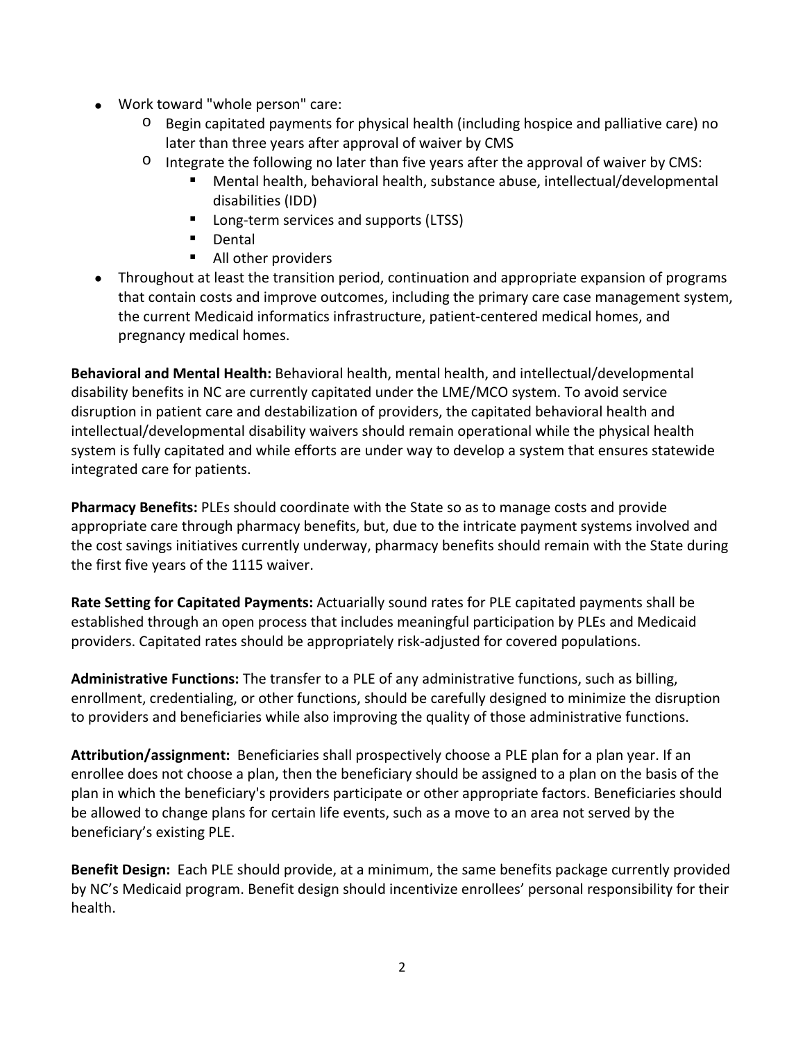- Work toward "whole person" care:
  - Begin capitated payments for physical health (including hospice and palliative care) no later than three years after approval of waiver by CMS
  - Integrate the following no later than five years after the approval of waiver by CMS:
    - Mental health, behavioral health, substance abuse, intellectual/developmental disabilities (IDD)
    - Long-term services and supports (LTSS)
    - Dental
    - All other providers
- Throughout at least the transition period, continuation and appropriate expansion of programs that contain costs and improve outcomes, including the primary care case management system, the current Medicaid informatics infrastructure, patient-centered medical homes, and pregnancy medical homes.

**Behavioral and Mental Health:** Behavioral health, mental health, and intellectual/developmental disability benefits in NC are currently capitated under the LME/MCO system. To avoid service disruption in patient care and destabilization of providers, the capitated behavioral health and intellectual/developmental disability waivers should remain operational while the physical health system is fully capitated and while efforts are under way to develop a system that ensures statewide integrated care for patients.

**Pharmacy Benefits:** PLEs should coordinate with the State so as to manage costs and provide appropriate care through pharmacy benefits, but, due to the intricate payment systems involved and the cost savings initiatives currently underway, pharmacy benefits should remain with the State during the first five years of the 1115 waiver.

**Rate Setting for Capitated Payments:** Actuarially sound rates for PLE capitated payments shall be established through an open process that includes meaningful participation by PLEs and Medicaid providers. Capitated rates should be appropriately risk-adjusted for covered populations.

**Administrative Functions:** The transfer to a PLE of any administrative functions, such as billing, enrollment, credentialing, or other functions, should be carefully designed to minimize the disruption to providers and beneficiaries while also improving the quality of those administrative functions.

**Attribution/assignment:** Beneficiaries shall prospectively choose a PLE plan for a plan year. If an enrollee does not choose a plan, then the beneficiary should be assigned to a plan on the basis of the plan in which the beneficiary's providers participate or other appropriate factors. Beneficiaries should be allowed to change plans for certain life events, such as a move to an area not served by the beneficiary's existing PLE.

**Benefit Design:** Each PLE should provide, at a minimum, the same benefits package currently provided by NC's Medicaid program. Benefit design should incentivize enrollees' personal responsibility for their health.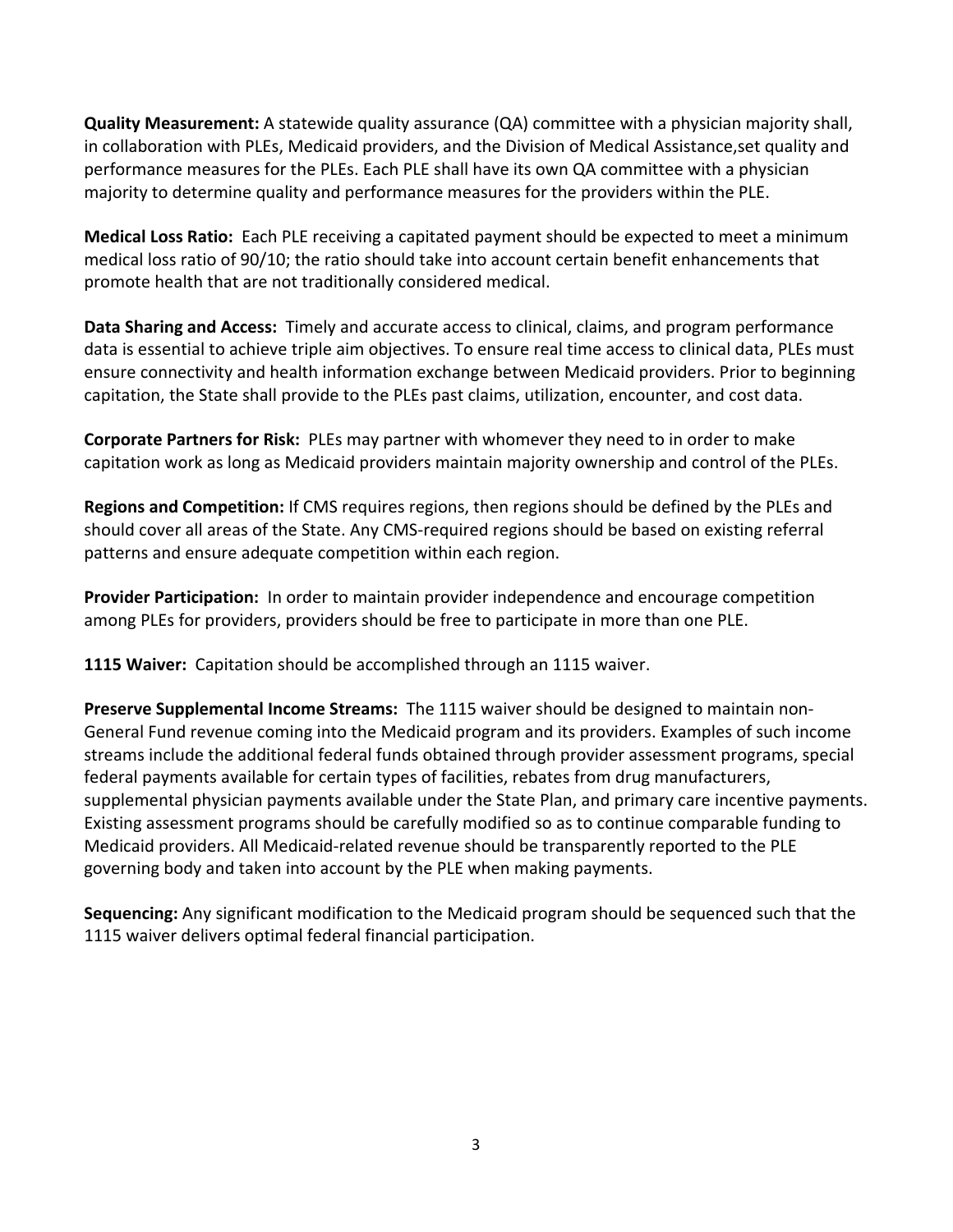**Quality Measurement:** A statewide quality assurance (QA) committee with a physician majority shall, in collaboration with PLEs, Medicaid providers, and the Division of Medical Assistance,set quality and performance measures for the PLEs. Each PLE shall have its own QA committee with a physician majority to determine quality and performance measures for the providers within the PLE.

**Medical Loss Ratio:** Each PLE receiving a capitated payment should be expected to meet a minimum medical loss ratio of 90/10; the ratio should take into account certain benefit enhancements that promote health that are not traditionally considered medical.

**Data Sharing and Access:** Timely and accurate access to clinical, claims, and program performance data is essential to achieve triple aim objectives. To ensure real time access to clinical data, PLEs must ensure connectivity and health information exchange between Medicaid providers. Prior to beginning capitation, the State shall provide to the PLEs past claims, utilization, encounter, and cost data.

**Corporate Partners for Risk:** PLEs may partner with whomever they need to in order to make capitation work as long as Medicaid providers maintain majority ownership and control of the PLEs.

**Regions and Competition:** If CMS requires regions, then regions should be defined by the PLEs and should cover all areas of the State. Any CMS-required regions should be based on existing referral patterns and ensure adequate competition within each region.

**Provider Participation:** In order to maintain provider independence and encourage competition among PLEs for providers, providers should be free to participate in more than one PLE.

**1115 Waiver:** Capitation should be accomplished through an 1115 waiver.

**Preserve Supplemental Income Streams:** The 1115 waiver should be designed to maintain non-General Fund revenue coming into the Medicaid program and its providers. Examples of such income streams include the additional federal funds obtained through provider assessment programs, special federal payments available for certain types of facilities, rebates from drug manufacturers, supplemental physician payments available under the State Plan, and primary care incentive payments. Existing assessment programs should be carefully modified so as to continue comparable funding to Medicaid providers. All Medicaid-related revenue should be transparently reported to the PLE governing body and taken into account by the PLE when making payments.

**Sequencing:** Any significant modification to the Medicaid program should be sequenced such that the 1115 waiver delivers optimal federal financial participation.